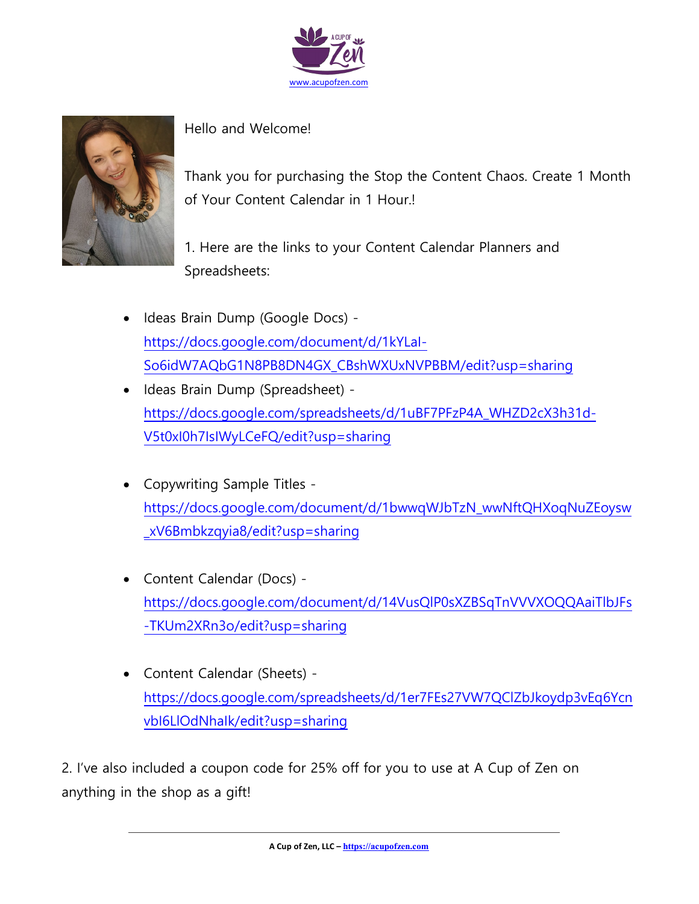www.acupofzen.com

Hello and Welcome!

Thank you for purchasing the Stop the Content Chaos. Create 1 Month of Your Content Calendar in 1 Hour.!

1. Here are the links to your Content Calendar Planners and Spreadsheets:

- Ideas Brain Dump (Google Docs) - https://docs.google.com/document/d/1kYLaI-So6idW7AQbG1N8PB8DN4GX_CBshWXUxNVPBBM/edit?usp=sharing
- Ideas Brain Dump (Spreadsheet) - https://docs.google.com/spreadsheets/d/1uBF7PFzP4A_WHZD2cX3h31d-V5t0xI0h7IsIWyLCeFQ/edit?usp=sharing

- Copywriting Sample Titles - https://docs.google.com/document/d/1bwwqWJbTzN_wwNftQHXoqNuZEoysw_xV6Bmbkzqyia8/edit?usp=sharing

- Content Calendar (Docs) - https://docs.google.com/document/d/14VusQlP0sXZBSqTnVVVXOQQAaiTlbJFs-TKUm2XRn3o/edit?usp=sharing

- Content Calendar (Sheets) - https://docs.google.com/spreadsheets/d/1er7FEs27VW7QClZbJkoydp3vEq6YcnvbI6LlOdNhalk/edit?usp=sharing

2. I've also included a coupon code for 25% off for you to use at A Cup of Zen on anything in the shop as a gift!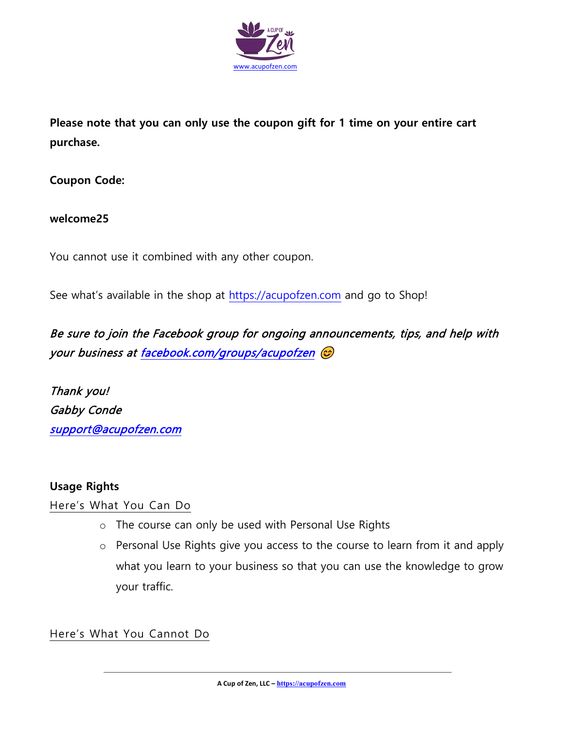www.acupofzen.com

**Please note that you can only use the coupon gift for 1 time on your entire cart purchase.**

**Coupon Code:**

**welcome25**

You cannot use it combined with any other coupon.

See what's available in the shop at https://acupofzen.com and go to Shop!

*Be sure to join the Facebook group for ongoing announcements, tips, and help with your business at facebook.com/groups/acupofzen* 😊

*Thank you!*
*Gabby Conde*
*support@acupofzen.com*

**Usage Rights**

Here's What You Can Do

- The course can only be used with Personal Use Rights
- Personal Use Rights give you access to the course to learn from it and apply what you learn to your business so that you can use the knowledge to grow your traffic.

Here's What You Cannot Do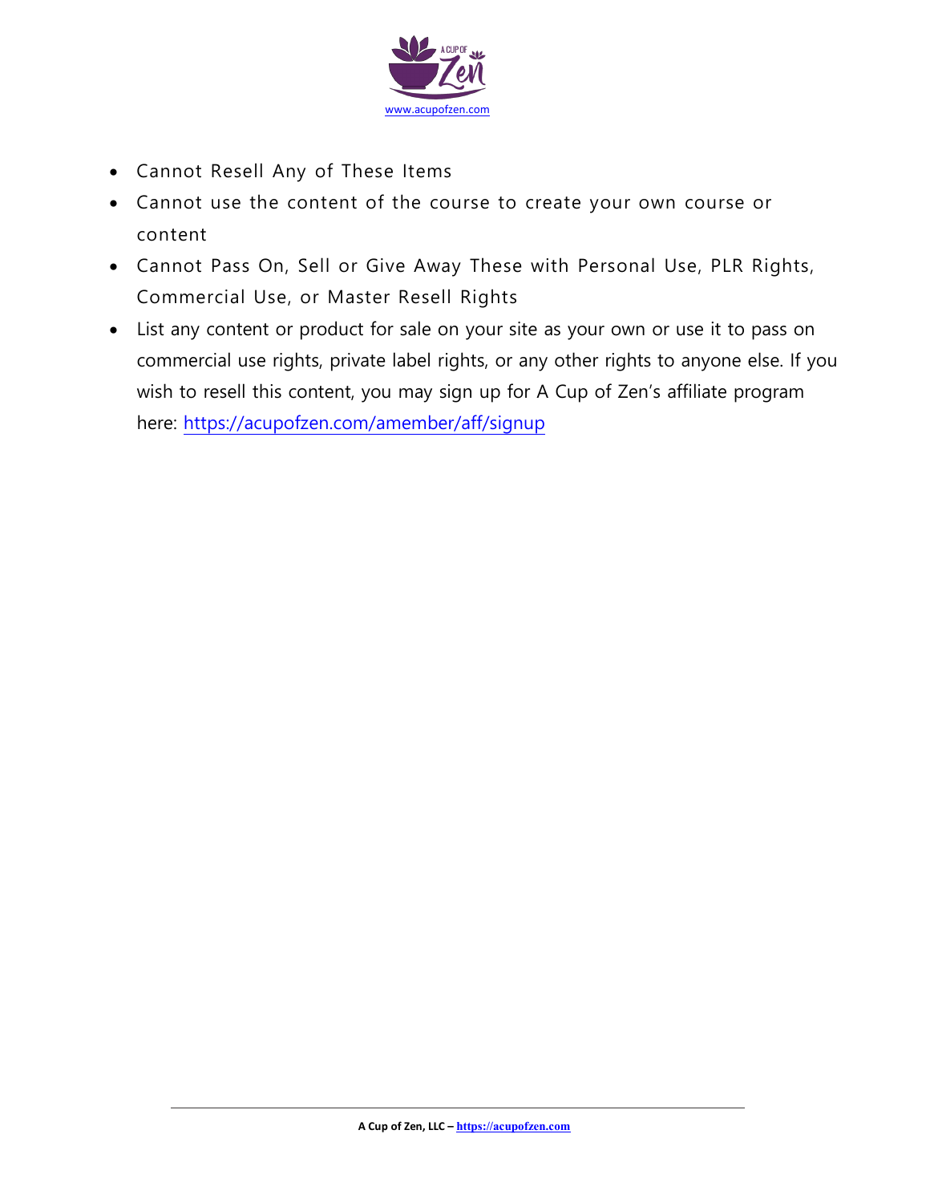- Cannot Resell Any of These Items
- Cannot use the content of the course to create your own course or content
- Cannot Pass On, Sell or Give Away These with Personal Use, PLR Rights, Commercial Use, or Master Resell Rights
- List any content or product for sale on your site as your own or use it to pass on commercial use rights, private label rights, or any other rights to anyone else. If you wish to resell this content, you may sign up for A Cup of Zen's affiliate program here: https://acupofzen.com/amember/aff/signup